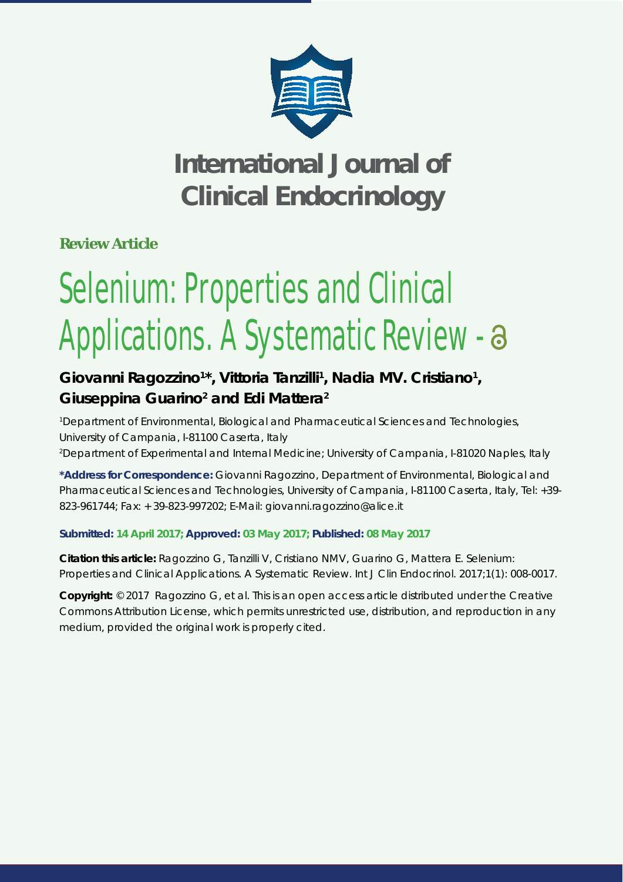# International Journal of Clinical Endocrinology

**Review Article**

# Selenium: Properties and Clinical Applications. A Systematic Review

## Giovanni Ragozzino[1]*, Vittoria Tanzilli[1], Nadia MV. Cristiano[1], Giuseppina Guarino[2] and Edi Mattera[2]

[1]Department of Environmental, Biological and Pharmaceutical Sciences and Technologies, University of Campania, I-81100 Caserta, Italy

[2]Department of Experimental and Internal Medicine; University of Campania, I-81020 Naples, Italy

**\*Address for Correspondence:** Giovanni Ragozzino, Department of Environmental, Biological and Pharmaceutical Sciences and Technologies, University of Campania, I-81100 Caserta, Italy, Tel: +39-823-961744; Fax: + 39-823-997202; E-Mail: giovanni.ragozzino@alice.it

**Submitted: 14 April 2017; Approved: 03 May 2017; Published: 08 May 2017**

**Citation this article:** Ragozzino G, Tanzilli V, Cristiano NMV, Guarino G, Mattera E. Selenium: Properties and Clinical Applications. A Systematic Review. Int J Clin Endocrinol. 2017;1(1): 008-0017.

**Copyright:** © 2017 Ragozzino G, et al. This is an open access article distributed under the Creative Commons Attribution License, which permits unrestricted use, distribution, and reproduction in any medium, provided the original work is properly cited.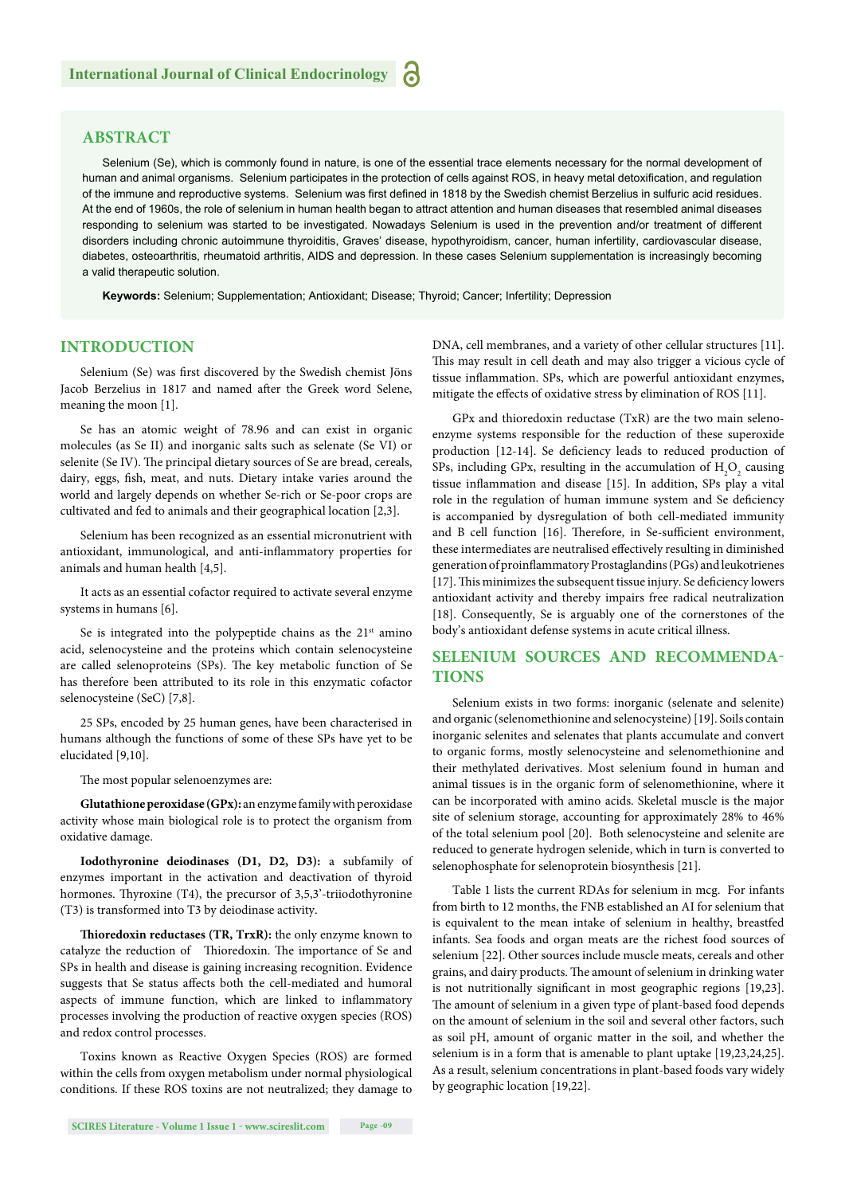## ABSTRACT

Selenium (Se), which is commonly found in nature, is one of the essential trace elements necessary for the normal development of human and animal organisms. Selenium participates in the protection of cells against ROS, in heavy metal detoxification, and regulation of the immune and reproductive systems. Selenium was first defined in 1818 by the Swedish chemist Berzelius in sulfuric acid residues. At the end of 1960s, the role of selenium in human health began to attract attention and human diseases that resembled animal diseases responding to selenium was started to be investigated. Nowadays Selenium is used in the prevention and/or treatment of different disorders including chronic autoimmune thyroiditis, Graves' disease, hypothyroidism, cancer, human infertility, cardiovascular disease, diabetes, osteoarthritis, rheumatoid arthritis, AIDS and depression. In these cases Selenium supplementation is increasingly becoming a valid therapeutic solution.

**Keywords:** Selenium; Supplementation; Antioxidant; Disease; Thyroid; Cancer; Infertility; Depression

## INTRODUCTION

Selenium (Se) was first discovered by the Swedish chemist Jöns Jacob Berzelius in 1817 and named after the Greek word Selene, meaning the moon [1].

Se has an atomic weight of 78.96 and can exist in organic molecules (as Se II) and inorganic salts such as selenate (Se VI) or selenite (Se IV). The principal dietary sources of Se are bread, cereals, dairy, eggs, fish, meat, and nuts. Dietary intake varies around the world and largely depends on whether Se-rich or Se-poor crops are cultivated and fed to animals and their geographical location [2,3].

Selenium has been recognized as an essential micronutrient with antioxidant, immunological, and anti-inflammatory properties for animals and human health [4,5].

It acts as an essential cofactor required to activate several enzyme systems in humans [6].

Se is integrated into the polypeptide chains as the 21$^{st}$ amino acid, selenocysteine and the proteins which contain selenocysteine are called selenoproteins (SPs). The key metabolic function of Se has therefore been attributed to its role in this enzymatic cofactor selenocysteine (SeC) [7,8].

25 SPs, encoded by 25 human genes, have been characterised in humans although the functions of some of these SPs have yet to be elucidated [9,10].

The most popular selenoenzymes are:

**Glutathione peroxidase (GPx):** an enzyme family with peroxidase activity whose main biological role is to protect the organism from oxidative damage.

**Iodothyronine deiodinases (D1, D2, D3):** a subfamily of enzymes important in the activation and deactivation of thyroid hormones. Thyroxine (T4), the precursor of 3,5,3'-triiodothyronine (T3) is transformed into T3 by deiodinase activity.

**Thioredoxin reductases (TR, TrxR):** the only enzyme known to catalyze the reduction of Thioredoxin. The importance of Se and SPs in health and disease is gaining increasing recognition. Evidence suggests that Se status affects both the cell-mediated and humoral aspects of immune function, which are linked to inflammatory processes involving the production of reactive oxygen species (ROS) and redox control processes.

Toxins known as Reactive Oxygen Species (ROS) are formed within the cells from oxygen metabolism under normal physiological conditions. If these ROS toxins are not neutralized; they damage to DNA, cell membranes, and a variety of other cellular structures [11]. This may result in cell death and may also trigger a vicious cycle of tissue inflammation. SPs, which are powerful antioxidant enzymes, mitigate the effects of oxidative stress by elimination of ROS [11].

GPx and thioredoxin reductase (TxR) are the two main seleno-enzyme systems responsible for the reduction of these superoxide production [12-14]. Se deficiency leads to reduced production of SPs, including GPx, resulting in the accumulation of $H_2O_2$ causing tissue inflammation and disease [15]. In addition, SPs play a vital role in the regulation of human immune system and Se deficiency is accompanied by dysregulation of both cell-mediated immunity and B cell function [16]. Therefore, in Se-sufficient environment, these intermediates are neutralised effectively resulting in diminished generation of proinflammatory Prostaglandins (PGs) and leukotrienes [17]. This minimizes the subsequent tissue injury. Se deficiency lowers antioxidant activity and thereby impairs free radical neutralization [18]. Consequently, Se is arguably one of the cornerstones of the body's antioxidant defense systems in acute critical illness.

## SELENIUM SOURCES AND RECOMMENDATIONS

Selenium exists in two forms: inorganic (selenate and selenite) and organic (selenomethionine and selenocysteine) [19]. Soils contain inorganic selenites and selenates that plants accumulate and convert to organic forms, mostly selenocysteine and selenomethionine and their methylated derivatives. Most selenium found in human and animal tissues is in the organic form of selenomethionine, where it can be incorporated with amino acids. Skeletal muscle is the major site of selenium storage, accounting for approximately 28% to 46% of the total selenium pool [20]. Both selenocysteine and selenite are reduced to generate hydrogen selenide, which in turn is converted to selenophosphate for selenoprotein biosynthesis [21].

Table 1 lists the current RDAs for selenium in mcg. For infants from birth to 12 months, the FNB established an AI for selenium that is equivalent to the mean intake of selenium in healthy, breastfed infants. Sea foods and organ meats are the richest food sources of selenium [22]. Other sources include muscle meats, cereals and other grains, and dairy products. The amount of selenium in drinking water is not nutritionally significant in most geographic regions [19,23]. The amount of selenium in a given type of plant-based food depends on the amount of selenium in the soil and several other factors, such as soil pH, amount of organic matter in the soil, and whether the selenium is in a form that is amenable to plant uptake [19,23,24,25]. As a result, selenium concentrations in plant-based foods vary widely by geographic location [19,22].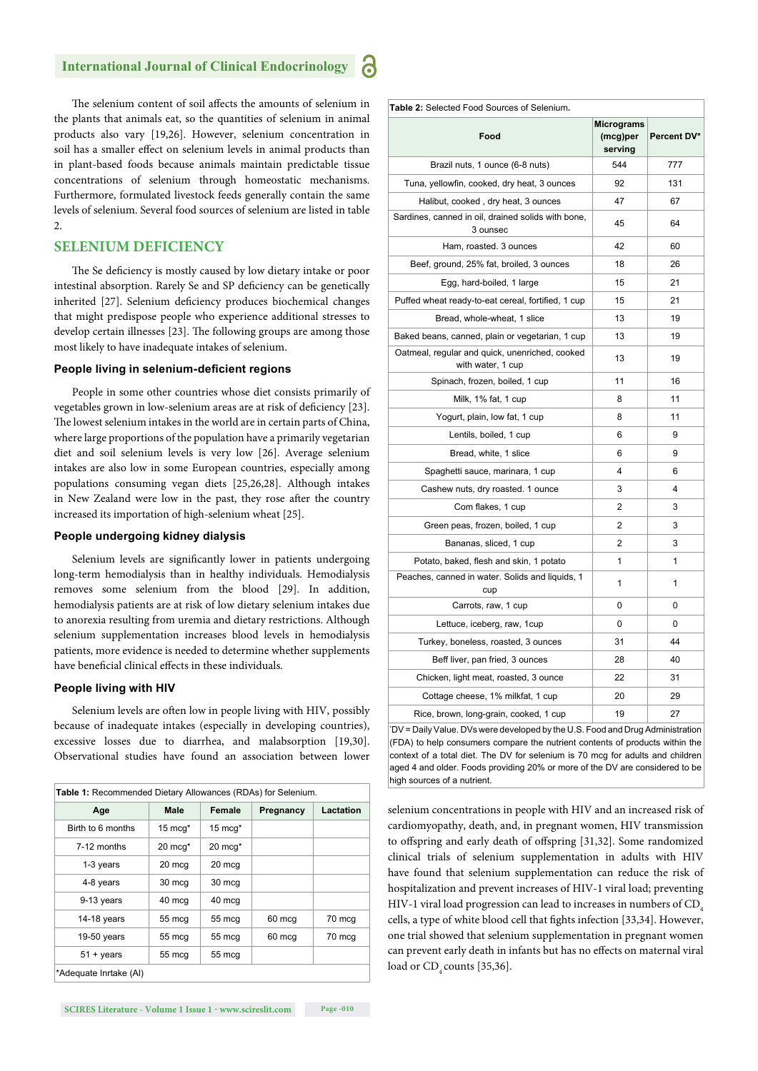The selenium content of soil affects the amounts of selenium in the plants that animals eat, so the quantities of selenium in animal products also vary [19,26]. However, selenium concentration in soil has a smaller effect on selenium levels in animal products than in plant-based foods because animals maintain predictable tissue concentrations of selenium through homeostatic mechanisms. Furthermore, formulated livestock feeds generally contain the same levels of selenium. Several food sources of selenium are listed in table 2.

## SELENIUM DEFICIENCY

The Se deficiency is mostly caused by low dietary intake or poor intestinal absorption. Rarely Se and SP deficiency can be genetically inherited [27]. Selenium deficiency produces biochemical changes that might predispose people who experience additional stresses to develop certain illnesses [23]. The following groups are among those most likely to have inadequate intakes of selenium.

### People living in selenium-deficient regions

People in some other countries whose diet consists primarily of vegetables grown in low-selenium areas are at risk of deficiency [23]. The lowest selenium intakes in the world are in certain parts of China, where large proportions of the population have a primarily vegetarian diet and soil selenium levels is very low [26]. Average selenium intakes are also low in some European countries, especially among populations consuming vegan diets [25,26,28]. Although intakes in New Zealand were low in the past, they rose after the country increased its importation of high-selenium wheat [25].

### People undergoing kidney dialysis

Selenium levels are significantly lower in patients undergoing long-term hemodialysis than in healthy individuals. Hemodialysis removes some selenium from the blood [29]. In addition, hemodialysis patients are at risk of low dietary selenium intakes due to anorexia resulting from uremia and dietary restrictions. Although selenium supplementation increases blood levels in hemodialysis patients, more evidence is needed to determine whether supplements have beneficial clinical effects in these individuals.

### People living with HIV

Selenium levels are often low in people living with HIV, possibly because of inadequate intakes (especially in developing countries), excessive losses due to diarrhea, and malabsorption [19,30]. Observational studies have found an association between lower selenium concentrations in people with HIV and an increased risk of cardiomyopathy, death, and, in pregnant women, HIV transmission to offspring and early death of offspring [31,32]. Some randomized clinical trials of selenium supplementation in adults with HIV have found that selenium supplementation can reduce the risk of hospitalization and prevent increases of HIV-1 viral load; preventing HIV-1 viral load progression can lead to increases in numbers of $CD_4$ cells, a type of white blood cell that fights infection [33,34]. However, one trial showed that selenium supplementation in pregnant women can prevent early death in infants but has no effects on maternal viral load or $CD_4$ counts [35,36].

**Table 1:** Recommended Dietary Allowances (RDAs) for Selenium.

| Age | Male | Female | Pregnancy | Lactation |
|---|---|---|---|---|
| Birth to 6 months | 15 mcg* | 15 mcg* | | |
| 7-12 months | 20 mcg* | 20 mcg* | | |
| 1-3 years | 20 mcg | 20 mcg | | |
| 4-8 years | 30 mcg | 30 mcg | | |
| 9-13 years | 40 mcg | 40 mcg | | |
| 14-18 years | 55 mcg | 55 mcg | 60 mcg | 70 mcg |
| 19-50 years | 55 mcg | 55 mcg | 60 mcg | 70 mcg |
| 51 + years | 55 mcg | 55 mcg | | |

*Adequate Inrtake (AI)

**Table 2:** Selected Food Sources of Selenium.

| Food | Micrograms (mcg)per serving | Percent DV* |
|---|---|---|
| Brazil nuts, 1 ounce (6-8 nuts) | 544 | 777 |
| Tuna, yellowfin, cooked, dry heat, 3 ounces | 92 | 131 |
| Halibut, cooked , dry heat, 3 ounces | 47 | 67 |
| Sardines, canned in oil, drained solids with bone, 3 ounsec | 45 | 64 |
| Ham, roasted. 3 ounces | 42 | 60 |
| Beef, ground, 25% fat, broiled, 3 ounces | 18 | 26 |
| Egg, hard-boiled, 1 large | 15 | 21 |
| Puffed wheat ready-to-eat cereal, fortified, 1 cup | 15 | 21 |
| Bread, whole-wheat, 1 slice | 13 | 19 |
| Baked beans, canned, plain or vegetarian, 1 cup | 13 | 19 |
| Oatmeal, regular and quick, unenriched, cooked with water, 1 cup | 13 | 19 |
| Spinach, frozen, boiled, 1 cup | 11 | 16 |
| Milk, 1% fat, 1 cup | 8 | 11 |
| Yogurt, plain, low fat, 1 cup | 8 | 11 |
| Lentils, boiled, 1 cup | 6 | 9 |
| Bread, white, 1 slice | 6 | 9 |
| Spaghetti sauce, marinara, 1 cup | 4 | 6 |
| Cashew nuts, dry roasted. 1 ounce | 3 | 4 |
| Corn flakes, 1 cup | 2 | 3 |
| Green peas, frozen, boiled, 1 cup | 2 | 3 |
| Bananas, sliced, 1 cup | 2 | 3 |
| Potato, baked, flesh and skin, 1 potato | 1 | 1 |
| Peaches, canned in water. Solids and liquids, 1 cup | 1 | 1 |
| Carrots, raw, 1 cup | 0 | 0 |
| Lettuce, iceberg, raw, 1cup | 0 | 0 |
| Turkey, boneless, roasted, 3 ounces | 31 | 44 |
| Beff liver, pan fried, 3 ounces | 28 | 40 |
| Chicken, light meat, roasted, 3 ounce | 22 | 31 |
| Cottage cheese, 1% milkfat, 1 cup | 20 | 29 |
| Rice, brown, long-grain, cooked, 1 cup | 19 | 27 |

*DV = Daily Value. DVs were developed by the U.S. Food and Drug Administration (FDA) to help consumers compare the nutrient contents of products within the context of a total diet. The DV for selenium is 70 mcg for adults and children aged 4 and older. Foods providing 20% or more of the DV are considered to be high sources of a nutrient.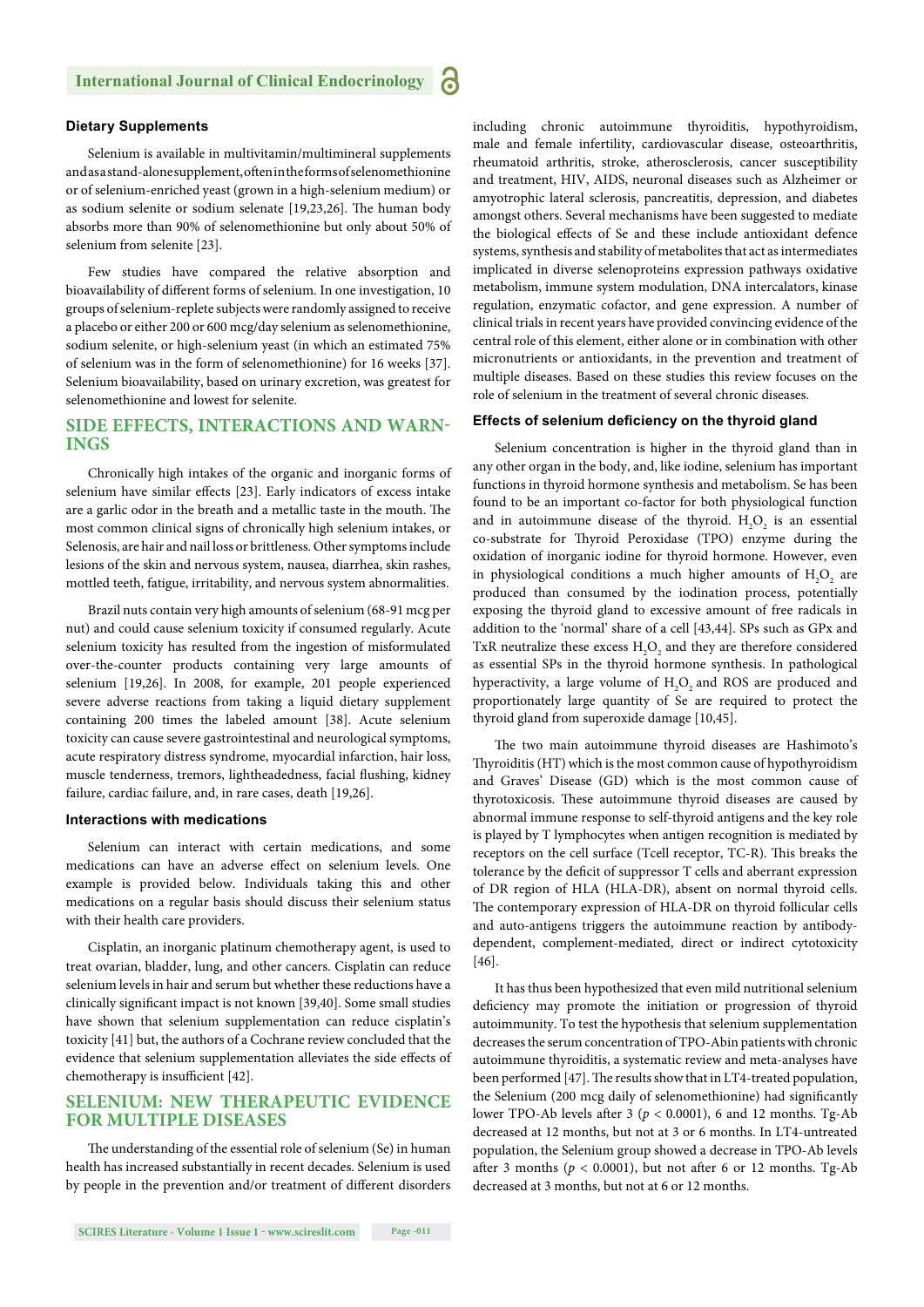### Dietary Supplements

Selenium is available in multivitamin/multimineral supplements and as a stand-alone supplement, often in the forms of selenomethionine or of selenium-enriched yeast (grown in a high-selenium medium) or as sodium selenite or sodium selenate [19,23,26]. The human body absorbs more than 90% of selenomethionine but only about 50% of selenium from selenite [23].

Few studies have compared the relative absorption and bioavailability of different forms of selenium. In one investigation, 10 groups of selenium-replete subjects were randomly assigned to receive a placebo or either 200 or 600 mcg/day selenium as selenomethionine, sodium selenite, or high-selenium yeast (in which an estimated 75% of selenium was in the form of selenomethionine) for 16 weeks [37]. Selenium bioavailability, based on urinary excretion, was greatest for selenomethionine and lowest for selenite.

## SIDE EFFECTS, INTERACTIONS AND WARNINGS

Chronically high intakes of the organic and inorganic forms of selenium have similar effects [23]. Early indicators of excess intake are a garlic odor in the breath and a metallic taste in the mouth. The most common clinical signs of chronically high selenium intakes, or Selenosis, are hair and nail loss or brittleness. Other symptoms include lesions of the skin and nervous system, nausea, diarrhea, skin rashes, mottled teeth, fatigue, irritability, and nervous system abnormalities.

Brazil nuts contain very high amounts of selenium (68-91 mcg per nut) and could cause selenium toxicity if consumed regularly. Acute selenium toxicity has resulted from the ingestion of misformulated over-the-counter products containing very large amounts of selenium [19,26]. In 2008, for example, 201 people experienced severe adverse reactions from taking a liquid dietary supplement containing 200 times the labeled amount [38]. Acute selenium toxicity can cause severe gastrointestinal and neurological symptoms, acute respiratory distress syndrome, myocardial infarction, hair loss, muscle tenderness, tremors, lightheadedness, facial flushing, kidney failure, cardiac failure, and, in rare cases, death [19,26].

### Interactions with medications

Selenium can interact with certain medications, and some medications can have an adverse effect on selenium levels. One example is provided below. Individuals taking this and other medications on a regular basis should discuss their selenium status with their health care providers.

Cisplatin, an inorganic platinum chemotherapy agent, is used to treat ovarian, bladder, lung, and other cancers. Cisplatin can reduce selenium levels in hair and serum but whether these reductions have a clinically significant impact is not known [39,40]. Some small studies have shown that selenium supplementation can reduce cisplatin's toxicity [41] but, the authors of a Cochrane review concluded that the evidence that selenium supplementation alleviates the side effects of chemotherapy is insufficient [42].

## SELENIUM: NEW THERAPEUTIC EVIDENCE FOR MULTIPLE DISEASES

The understanding of the essential role of selenium (Se) in human health has increased substantially in recent decades. Selenium is used by people in the prevention and/or treatment of different disorders including chronic autoimmune thyroiditis, hypothyroidism, male and female infertility, cardiovascular disease, osteoarthritis, rheumatoid arthritis, stroke, atherosclerosis, cancer susceptibility and treatment, HIV, AIDS, neuronal diseases such as Alzheimer or amyotrophic lateral sclerosis, pancreatitis, depression, and diabetes amongst others. Several mechanisms have been suggested to mediate the biological effects of Se and these include antioxidant defence systems, synthesis and stability of metabolites that act as intermediates implicated in diverse selenoproteins expression pathways oxidative metabolism, immune system modulation, DNA intercalators, kinase regulation, enzymatic cofactor, and gene expression. A number of clinical trials in recent years have provided convincing evidence of the central role of this element, either alone or in combination with other micronutrients or antioxidants, in the prevention and treatment of multiple diseases. Based on these studies this review focuses on the role of selenium in the treatment of several chronic diseases.

### Effects of selenium deficiency on the thyroid gland

Selenium concentration is higher in the thyroid gland than in any other organ in the body, and, like iodine, selenium has important functions in thyroid hormone synthesis and metabolism. Se has been found to be an important co-factor for both physiological function and in autoimmune disease of the thyroid. $H_2O_2$ is an essential co-substrate for Thyroid Peroxidase (TPO) enzyme during the oxidation of inorganic iodine for thyroid hormone. However, even in physiological conditions a much higher amounts of $H_2O_2$ are produced than consumed by the iodination process, potentially exposing the thyroid gland to excessive amount of free radicals in addition to the 'normal' share of a cell [43,44]. SPs such as GPx and TxR neutralize these excess $H_2O_2$ and they are therefore considered as essential SPs in the thyroid hormone synthesis. In pathological hyperactivity, a large volume of $H_2O_2$ and ROS are produced and proportionately large quantity of Se are required to protect the thyroid gland from superoxide damage [10,45].

The two main autoimmune thyroid diseases are Hashimoto's Thyroiditis (HT) which is the most common cause of hypothyroidism and Graves' Disease (GD) which is the most common cause of thyrotoxicosis. These autoimmune thyroid diseases are caused by abnormal immune response to self-thyroid antigens and the key role is played by T lymphocytes when antigen recognition is mediated by receptors on the cell surface (Tcell receptor, TC-R). This breaks the tolerance by the deficit of suppressor T cells and aberrant expression of DR region of HLA (HLA-DR), absent on normal thyroid cells. The contemporary expression of HLA-DR on thyroid follicular cells and auto-antigens triggers the autoimmune reaction by antibody-dependent, complement-mediated, direct or indirect cytotoxicity [46].

It has thus been hypothesized that even mild nutritional selenium deficiency may promote the initiation or progression of thyroid autoimmunity. To test the hypothesis that selenium supplementation decreases the serum concentration of TPO-Abin patients with chronic autoimmune thyroiditis, a systematic review and meta-analyses have been performed [47]. The results show that in LT4-treated population, the Selenium (200 mcg daily of selenomethionine) had significantly lower TPO-Ab levels after 3 ($p < 0.0001$), 6 and 12 months. Tg-Ab decreased at 12 months, but not at 3 or 6 months. In LT4-untreated population, the Selenium group showed a decrease in TPO-Ab levels after 3 months ($p < 0.0001$), but not after 6 or 12 months. Tg-Ab decreased at 3 months, but not at 6 or 12 months.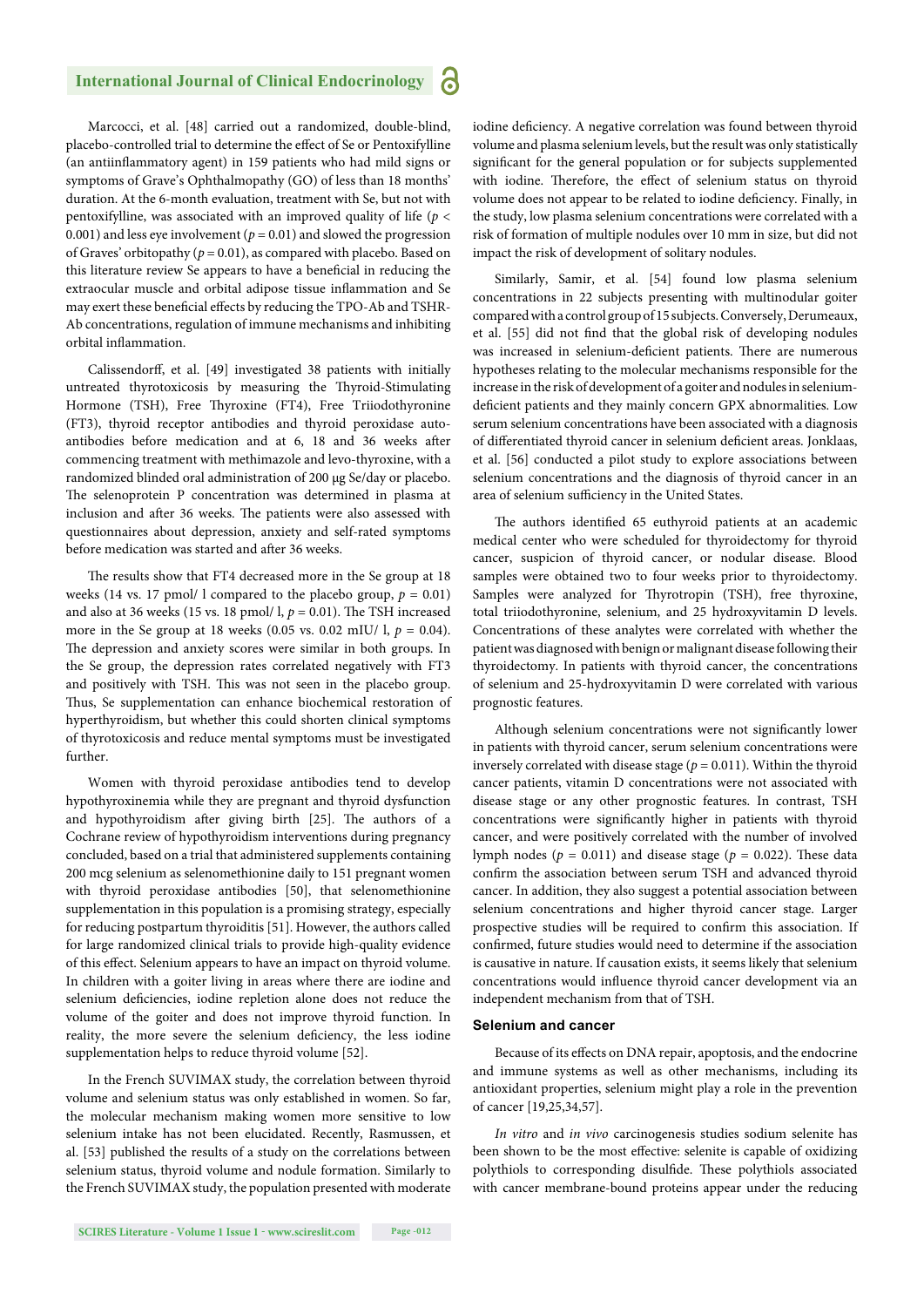Marcocci, et al. [48] carried out a randomized, double-blind, placebo-controlled trial to determine the effect of Se or Pentoxifylline (an antiinflammatory agent) in 159 patients who had mild signs or symptoms of Grave's Ophthalmopathy (GO) of less than 18 months' duration. At the 6-month evaluation, treatment with Se, but not with pentoxifylline, was associated with an improved quality of life ($p < 0.001$) and less eye involvement ($p = 0.01$) and slowed the progression of Graves' orbitopathy ($p = 0.01$), as compared with placebo. Based on this literature review Se appears to have a beneficial in reducing the extraocular muscle and orbital adipose tissue inflammation and Se may exert these beneficial effects by reducing the TPO-Ab and TSHR-Ab concentrations, regulation of immune mechanisms and inhibiting orbital inflammation.

Calissendorff, et al. [49] investigated 38 patients with initially untreated thyrotoxicosis by measuring the Thyroid-Stimulating Hormone (TSH), Free Thyroxine (FT4), Free Triiodothyronine (FT3), thyroid receptor antibodies and thyroid peroxidase auto-antibodies before medication and at 6, 18 and 36 weeks after commencing treatment with methimazole and levo-thyroxine, with a randomized blinded oral administration of 200 µg Se/day or placebo. The selenoprotein P concentration was determined in plasma at inclusion and after 36 weeks. The patients were also assessed with questionnaires about depression, anxiety and self-rated symptoms before medication was started and after 36 weeks.

The results show that FT4 decreased more in the Se group at 18 weeks (14 vs. 17 pmol/ l compared to the placebo group, $p = 0.01$) and also at 36 weeks (15 vs. 18 pmol/ l, $p = 0.01$). The TSH increased more in the Se group at 18 weeks (0.05 vs. 0.02 mIU/ l, $p = 0.04$). The depression and anxiety scores were similar in both groups. In the Se group, the depression rates correlated negatively with FT3 and positively with TSH. This was not seen in the placebo group. Thus, Se supplementation can enhance biochemical restoration of hyperthyroidism, but whether this could shorten clinical symptoms of thyrotoxicosis and reduce mental symptoms must be investigated further.

Women with thyroid peroxidase antibodies tend to develop hypothyroxinemia while they are pregnant and thyroid dysfunction and hypothyroidism after giving birth [25]. The authors of a Cochrane review of hypothyroidism interventions during pregnancy concluded, based on a trial that administered supplements containing 200 mcg selenium as selenomethionine daily to 151 pregnant women with thyroid peroxidase antibodies [50], that selenomethionine supplementation in this population is a promising strategy, especially for reducing postpartum thyroiditis [51]. However, the authors called for large randomized clinical trials to provide high-quality evidence of this effect. Selenium appears to have an impact on thyroid volume. In children with a goiter living in areas where there are iodine and selenium deficiencies, iodine repletion alone does not reduce the volume of the goiter and does not improve thyroid function. In reality, the more severe the selenium deficiency, the less iodine supplementation helps to reduce thyroid volume [52].

In the French SUVIMAX study, the correlation between thyroid volume and selenium status was only established in women. So far, the molecular mechanism making women more sensitive to low selenium intake has not been elucidated. Recently, Rasmussen, et al. [53] published the results of a study on the correlations between selenium status, thyroid volume and nodule formation. Similarly to the French SUVIMAX study, the population presented with moderate iodine deficiency. A negative correlation was found between thyroid volume and plasma selenium levels, but the result was only statistically significant for the general population or for subjects supplemented with iodine. Therefore, the effect of selenium status on thyroid volume does not appear to be related to iodine deficiency. Finally, in the study, low plasma selenium concentrations were correlated with a risk of formation of multiple nodules over 10 mm in size, but did not impact the risk of development of solitary nodules.

Similarly, Samir, et al. [54] found low plasma selenium concentrations in 22 subjects presenting with multinodular goiter compared with a control group of 15 subjects. Conversely, Derumeaux, et al. [55] did not find that the global risk of developing nodules was increased in selenium-deficient patients. There are numerous hypotheses relating to the molecular mechanisms responsible for the increase in the risk of development of a goiter and nodules in selenium-deficient patients and they mainly concern GPX abnormalities. Low serum selenium concentrations have been associated with a diagnosis of differentiated thyroid cancer in selenium deficient areas. Jonklaas, et al. [56] conducted a pilot study to explore associations between selenium concentrations and the diagnosis of thyroid cancer in an area of selenium sufficiency in the United States.

The authors identified 65 euthyroid patients at an academic medical center who were scheduled for thyroidectomy for thyroid cancer, suspicion of thyroid cancer, or nodular disease. Blood samples were obtained two to four weeks prior to thyroidectomy. Samples were analyzed for Thyrotropin (TSH), free thyroxine, total triiodothyronine, selenium, and 25 hydroxyvitamin D levels. Concentrations of these analytes were correlated with whether the patient was diagnosed with benign or malignant disease following their thyroidectomy. In patients with thyroid cancer, the concentrations of selenium and 25-hydroxyvitamin D were correlated with various prognostic features.

Although selenium concentrations were not significantly lower in patients with thyroid cancer, serum selenium concentrations were inversely correlated with disease stage ($p = 0.011$). Within the thyroid cancer patients, vitamin D concentrations were not associated with disease stage or any other prognostic features. In contrast, TSH concentrations were significantly higher in patients with thyroid cancer, and were positively correlated with the number of involved lymph nodes ($p = 0.011$) and disease stage ($p = 0.022$). These data confirm the association between serum TSH and advanced thyroid cancer. In addition, they also suggest a potential association between selenium concentrations and higher thyroid cancer stage. Larger prospective studies will be required to confirm this association. If confirmed, future studies would need to determine if the association is causative in nature. If causation exists, it seems likely that selenium concentrations would influence thyroid cancer development via an independent mechanism from that of TSH.

### Selenium and cancer

Because of its effects on DNA repair, apoptosis, and the endocrine and immune systems as well as other mechanisms, including its antioxidant properties, selenium might play a role in the prevention of cancer [19,25,34,57].

*In vitro* and *in vivo* carcinogenesis studies sodium selenite has been shown to be the most effective: selenite is capable of oxidizing polythiols to corresponding disulfide. These polythiols associated with cancer membrane-bound proteins appear under the reducing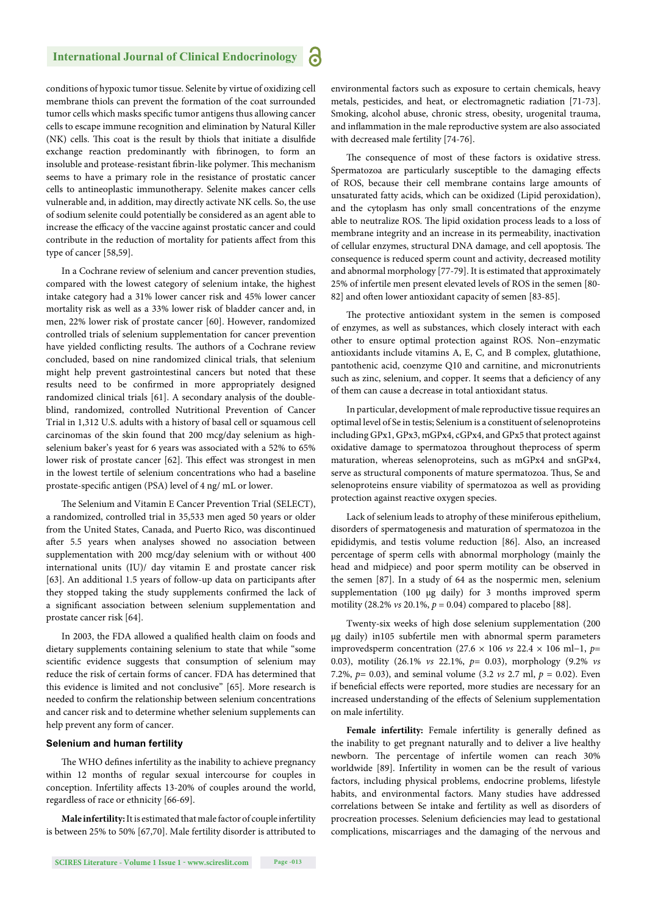conditions of hypoxic tumor tissue. Selenite by virtue of oxidizing cell membrane thiols can prevent the formation of the coat surrounded tumor cells which masks specific tumor antigens thus allowing cancer cells to escape immune recognition and elimination by Natural Killer (NK) cells. This coat is the result by thiols that initiate a disulfide exchange reaction predominantly with fibrinogen, to form an insoluble and protease-resistant fibrin-like polymer. This mechanism seems to have a primary role in the resistance of prostatic cancer cells to antineoplastic immunotherapy. Selenite makes cancer cells vulnerable and, in addition, may directly activate NK cells. So, the use of sodium selenite could potentially be considered as an agent able to increase the efficacy of the vaccine against prostatic cancer and could contribute in the reduction of mortality for patients affect from this type of cancer [58,59].

In a Cochrane review of selenium and cancer prevention studies, compared with the lowest category of selenium intake, the highest intake category had a 31% lower cancer risk and 45% lower cancer mortality risk as well as a 33% lower risk of bladder cancer and, in men, 22% lower risk of prostate cancer [60]. However, randomized controlled trials of selenium supplementation for cancer prevention have yielded conflicting results. The authors of a Cochrane review concluded, based on nine randomized clinical trials, that selenium might help prevent gastrointestinal cancers but noted that these results need to be confirmed in more appropriately designed randomized clinical trials [61]. A secondary analysis of the double-blind, randomized, controlled Nutritional Prevention of Cancer Trial in 1,312 U.S. adults with a history of basal cell or squamous cell carcinomas of the skin found that 200 mcg/day selenium as high-selenium baker's yeast for 6 years was associated with a 52% to 65% lower risk of prostate cancer [62]. This effect was strongest in men in the lowest tertile of selenium concentrations who had a baseline prostate-specific antigen (PSA) level of 4 ng/ mL or lower.

The Selenium and Vitamin E Cancer Prevention Trial (SELECT), a randomized, controlled trial in 35,533 men aged 50 years or older from the United States, Canada, and Puerto Rico, was discontinued after 5.5 years when analyses showed no association between supplementation with 200 mcg/day selenium with or without 400 international units (IU)/ day vitamin E and prostate cancer risk [63]. An additional 1.5 years of follow-up data on participants after they stopped taking the study supplements confirmed the lack of a significant association between selenium supplementation and prostate cancer risk [64].

In 2003, the FDA allowed a qualified health claim on foods and dietary supplements containing selenium to state that while "some scientific evidence suggests that consumption of selenium may reduce the risk of certain forms of cancer. FDA has determined that this evidence is limited and not conclusive" [65]. More research is needed to confirm the relationship between selenium concentrations and cancer risk and to determine whether selenium supplements can help prevent any form of cancer.

### Selenium and human fertility

The WHO defines infertility as the inability to achieve pregnancy within 12 months of regular sexual intercourse for couples in conception. Infertility affects 13-20% of couples around the world, regardless of race or ethnicity [66-69].

**Male infertility:** It is estimated that male factor of couple infertility is between 25% to 50% [67,70]. Male fertility disorder is attributed to environmental factors such as exposure to certain chemicals, heavy metals, pesticides, and heat, or electromagnetic radiation [71-73]. Smoking, alcohol abuse, chronic stress, obesity, urogenital trauma, and inflammation in the male reproductive system are also associated with decreased male fertility [74-76].

The consequence of most of these factors is oxidative stress. Spermatozoa are particularly susceptible to the damaging effects of ROS, because their cell membrane contains large amounts of unsaturated fatty acids, which can be oxidized (Lipid peroxidation), and the cytoplasm has only small concentrations of the enzyme able to neutralize ROS. The lipid oxidation process leads to a loss of membrane integrity and an increase in its permeability, inactivation of cellular enzymes, structural DNA damage, and cell apoptosis. The consequence is reduced sperm count and activity, decreased motility and abnormal morphology [77-79]. It is estimated that approximately 25% of infertile men present elevated levels of ROS in the semen [80-82] and often lower antioxidant capacity of semen [83-85].

The protective antioxidant system in the semen is composed of enzymes, as well as substances, which closely interact with each other to ensure optimal protection against ROS. Non–enzymatic antioxidants include vitamins A, E, C, and B complex, glutathione, pantothenic acid, coenzyme Q10 and carnitine, and micronutrients such as zinc, selenium, and copper. It seems that a deficiency of any of them can cause a decrease in total antioxidant status.

In particular, development of male reproductive tissue requires an optimal level of Se in testis; Selenium is a constituent of selenoproteins including GPx1, GPx3, mGPx4, cGPx4, and GPx5 that protect against oxidative damage to spermatozoa throughout theprocess of sperm maturation, whereas selenoproteins, such as mGPx4 and snGPx4, serve as structural components of mature spermatozoa. Thus, Se and selenoproteins ensure viability of spermatozoa as well as providing protection against reactive oxygen species.

Lack of selenium leads to atrophy of these miniferous epithelium, disorders of spermatogenesis and maturation of spermatozoa in the epididymis, and testis volume reduction [86]. Also, an increased percentage of sperm cells with abnormal morphology (mainly the head and midpiece) and poor sperm motility can be observed in the semen [87]. In a study of 64 as the nospermic men, selenium supplementation (100 µg daily) for 3 months improved sperm motility (28.2% *vs* 20.1%, $p = 0.04$) compared to placebo [88].

Twenty-six weeks of high dose selenium supplementation (200 µg daily) in105 subfertile men with abnormal sperm parameters improvedsperm concentration ($27.6 \times 10^6$ *vs* $22.4 \times 10^6$ $ml^{-1}$, $p = 0.03$), motility (26.1% *vs* 22.1%, $p = 0.03$), morphology (9.2% *vs* 7.2%, $p = 0.03$), and seminal volume (3.2 *vs* 2.7 ml, $p = 0.02$). Even if beneficial effects were reported, more studies are necessary for an increased understanding of the effects of Selenium supplementation on male infertility.

**Female infertility:** Female infertility is generally defined as the inability to get pregnant naturally and to deliver a live healthy newborn. The percentage of infertile women can reach 30% worldwide [89]. Infertility in women can be the result of various factors, including physical problems, endocrine problems, lifestyle habits, and environmental factors. Many studies have addressed correlations between Se intake and fertility as well as disorders of procreation processes. Selenium deficiencies may lead to gestational complications, miscarriages and the damaging of the nervous and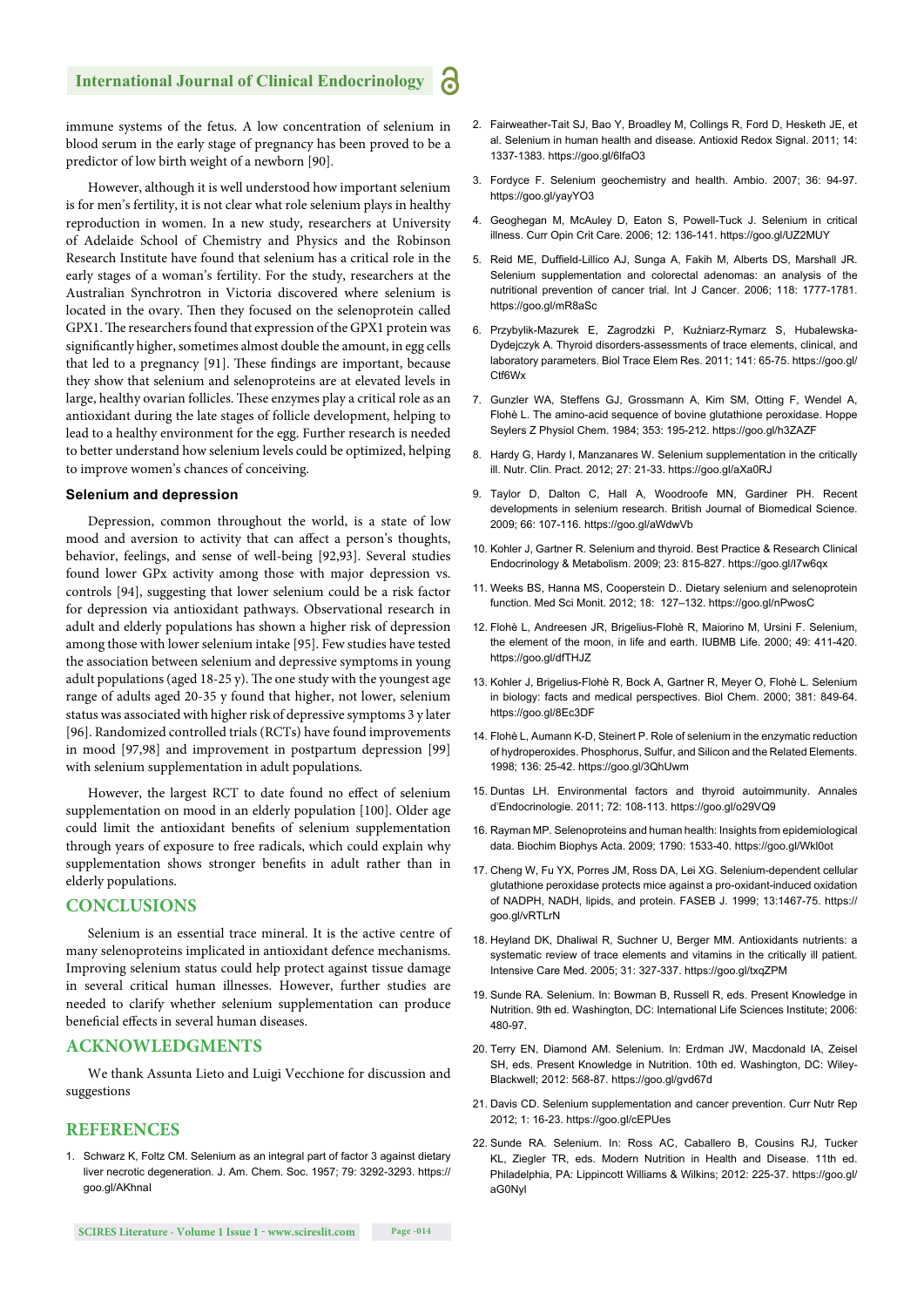immune systems of the fetus. A low concentration of selenium in blood serum in the early stage of pregnancy has been proved to be a predictor of low birth weight of a newborn [90].

However, although it is well understood how important selenium is for men's fertility, it is not clear what role selenium plays in healthy reproduction in women. In a new study, researchers at University of Adelaide School of Chemistry and Physics and the Robinson Research Institute have found that selenium has a critical role in the early stages of a woman's fertility. For the study, researchers at the Australian Synchrotron in Victoria discovered where selenium is located in the ovary. Then they focused on the selenoprotein called GPX1. The researchers found that expression of the GPX1 protein was significantly higher, sometimes almost double the amount, in egg cells that led to a pregnancy [91]. These findings are important, because they show that selenium and selenoproteins are at elevated levels in large, healthy ovarian follicles. These enzymes play a critical role as an antioxidant during the late stages of follicle development, helping to lead to a healthy environment for the egg. Further research is needed to better understand how selenium levels could be optimized, helping to improve women's chances of conceiving.

### Selenium and depression

Depression, common throughout the world, is a state of low mood and aversion to activity that can affect a person's thoughts, behavior, feelings, and sense of well-being [92,93]. Several studies found lower GPx activity among those with major depression vs. controls [94], suggesting that lower selenium could be a risk factor for depression via antioxidant pathways. Observational research in adult and elderly populations has shown a higher risk of depression among those with lower selenium intake [95]. Few studies have tested the association between selenium and depressive symptoms in young adult populations (aged 18-25 y). The one study with the youngest age range of adults aged 20-35 y found that higher, not lower, selenium status was associated with higher risk of depressive symptoms 3 y later [96]. Randomized controlled trials (RCTs) have found improvements in mood [97,98] and improvement in postpartum depression [99] with selenium supplementation in adult populations.

However, the largest RCT to date found no effect of selenium supplementation on mood in an elderly population [100]. Older age could limit the antioxidant benefits of selenium supplementation through years of exposure to free radicals, which could explain why supplementation shows stronger benefits in adult rather than in elderly populations.

## CONCLUSIONS

Selenium is an essential trace mineral. It is the active centre of many selenoproteins implicated in antioxidant defence mechanisms. Improving selenium status could help protect against tissue damage in several critical human illnesses. However, further studies are needed to clarify whether selenium supplementation can produce beneficial effects in several human diseases.

## ACKNOWLEDGMENTS

We thank Assunta Lieto and Luigi Vecchione for discussion and suggestions

## REFERENCES

1. Schwarz K, Foltz CM. Selenium as an integral part of factor 3 against dietary liver necrotic degeneration. J. Am. Chem. Soc. 1957; 79: 3292-3293. https://goo.gl/AKhnal
2. Fairweather-Tait SJ, Bao Y, Broadley M, Collings R, Ford D, Hesketh JE, et al. Selenium in human health and disease. Antioxid Redox Signal. 2011; 14: 1337-1383. https://goo.gl/6lfaO3
3. Fordyce F. Selenium geochemistry and health. Ambio. 2007; 36: 94-97. https://goo.gl/yayYO3
4. Geoghegan M, McAuley D, Eaton S, Powell-Tuck J. Selenium in critical illness. Curr Opin Crit Care. 2006; 12: 136-141. https://goo.gl/UZ2MUY
5. Reid ME, Duffield-Lillico AJ, Sunga A, Fakih M, Alberts DS, Marshall JR. Selenium supplementation and colorectal adenomas: an analysis of the nutritional prevention of cancer trial. Int J Cancer. 2006; 118: 1777-1781. https://goo.gl/mR8aSc
6. Przybylik-Mazurek E, Zagrodzki P, Kuźniarz-Rymarz S, Hubalewska-Dydejczyk A. Thyroid disorders-assessments of trace elements, clinical, and laboratory parameters. Biol Trace Elem Res. 2011; 141: 65-75. https://goo.gl/Ctf6Wx
7. Gunzler WA, Steffens GJ, Grossmann A, Kim SM, Otting F, Wendel A, Flohè L. The amino-acid sequence of bovine glutathione peroxidase. Hoppe Seylers Z Physiol Chem. 1984; 353: 195-212. https://goo.gl/h3ZAZF
8. Hardy G, Hardy I, Manzanares W. Selenium supplementation in the critically ill. Nutr. Clin. Pract. 2012; 27: 21-33. https://goo.gl/aXa0RJ
9. Taylor D, Dalton C, Hall A, Woodroofe MN, Gardiner PH. Recent developments in selenium research. British Journal of Biomedical Science. 2009; 66: 107-116. https://goo.gl/aWdwVb
10. Kohler J, Gartner R. Selenium and thyroid. Best Practice & Research Clinical Endocrinology & Metabolism. 2009; 23: 815-827. https://goo.gl/l7w6qx
11. Weeks BS, Hanna MS, Cooperstein D.. Dietary selenium and selenoprotein function. Med Sci Monit. 2012; 18: 127–132. https://goo.gl/nPwosC
12. Flohè L, Andreesen JR, Brigelius-Flohè R, Maiorino M, Ursini F. Selenium, the element of the moon, in life and earth. IUBMB Life. 2000; 49: 411-420. https://goo.gl/dfTHJZ
13. Kohler J, Brigelius-Flohè R, Bock A, Gartner R, Meyer O, Flohè L. Selenium in biology: facts and medical perspectives. Biol Chem. 2000; 381: 849-64. https://goo.gl/8Ec3DF
14. Flohè L, Aumann K-D, Steinert P. Role of selenium in the enzymatic reduction of hydroperoxides. Phosphorus, Sulfur, and Silicon and the Related Elements. 1998; 136: 25-42. https://goo.gl/3QhUwm
15. Duntas LH. Environmental factors and thyroid autoimmunity. Annales d'Endocrinologie. 2011; 72: 108-113. https://goo.gl/o29VQ9
16. Rayman MP. Selenoproteins and human health: Insights from epidemiological data. Biochim Biophys Acta. 2009; 1790: 1533-40. https://goo.gl/Wkl0ot
17. Cheng W, Fu YX, Porres JM, Ross DA, Lei XG. Selenium-dependent cellular glutathione peroxidase protects mice against a pro-oxidant-induced oxidation of NADPH, NADH, lipids, and protein. FASEB J. 1999; 13:1467-75. https://goo.gl/vRTLrN
18. Heyland DK, Dhaliwal R, Suchner U, Berger MM. Antioxidants nutrients: a systematic review of trace elements and vitamins in the critically ill patient. Intensive Care Med. 2005; 31: 327-337. https://goo.gl/txqZPM
19. Sunde RA. Selenium. In: Bowman B, Russell R, eds. Present Knowledge in Nutrition. 9th ed. Washington, DC: International Life Sciences Institute; 2006: 480-97.
20. Terry EN, Diamond AM. Selenium. In: Erdman JW, Macdonald IA, Zeisel SH, eds. Present Knowledge in Nutrition. 10th ed. Washington, DC: Wiley-Blackwell; 2012: 568-87. https://goo.gl/gvd67d
21. Davis CD. Selenium supplementation and cancer prevention. Curr Nutr Rep 2012; 1: 16-23. https://goo.gl/cEPUes
22. Sunde RA. Selenium. In: Ross AC, Caballero B, Cousins RJ, Tucker KL, Ziegler TR, eds. Modern Nutrition in Health and Disease. 11th ed. Philadelphia, PA: Lippincott Williams & Wilkins; 2012: 225-37. https://goo.gl/aG0Nyl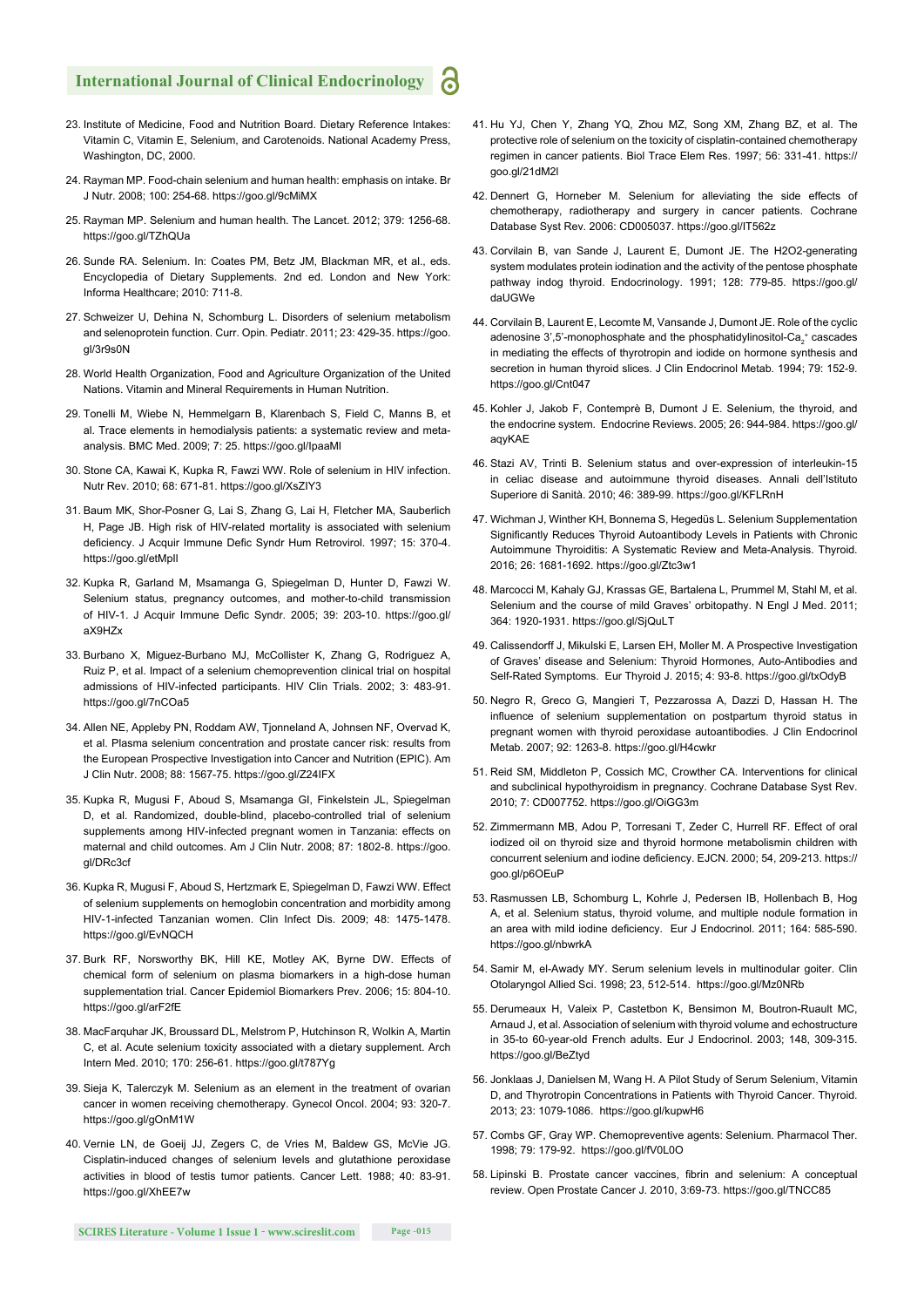23. Institute of Medicine, Food and Nutrition Board. Dietary Reference Intakes: Vitamin C, Vitamin E, Selenium, and Carotenoids. National Academy Press, Washington, DC, 2000.

24. Rayman MP. Food-chain selenium and human health: emphasis on intake. Br J Nutr. 2008; 100: 254-68. https://goo.gl/9cMiMX

25. Rayman MP. Selenium and human health. The Lancet. 2012; 379: 1256-68. https://goo.gl/TZhQUa

26. Sunde RA. Selenium. In: Coates PM, Betz JM, Blackman MR, et al., eds. Encyclopedia of Dietary Supplements. 2nd ed. London and New York: Informa Healthcare; 2010: 711-8.

27. Schweizer U, Dehina N, Schomburg L. Disorders of selenium metabolism and selenoprotein function. Curr. Opin. Pediatr. 2011; 23: 429-35. https://goo.gl/3r9s0N

28. World Health Organization, Food and Agriculture Organization of the United Nations. Vitamin and Mineral Requirements in Human Nutrition.

29. Tonelli M, Wiebe N, Hemmelgarn B, Klarenbach S, Field C, Manns B, et al. Trace elements in hemodialysis patients: a systematic review and meta-analysis. BMC Med. 2009; 7: 25. https://goo.gl/IpaaMl

30. Stone CA, Kawai K, Kupka R, Fawzi WW. Role of selenium in HIV infection. Nutr Rev. 2010; 68: 671-81. https://goo.gl/XsZlY3

31. Baum MK, Shor-Posner G, Lai S, Zhang G, Lai H, Fletcher MA, Sauberlich H, Page JB. High risk of HIV-related mortality is associated with selenium deficiency. J Acquir Immune Defic Syndr Hum Retrovirol. 1997; 15: 370-4. https://goo.gl/etMpIl

32. Kupka R, Garland M, Msamanga G, Spiegelman D, Hunter D, Fawzi W. Selenium status, pregnancy outcomes, and mother-to-child transmission of HIV-1. J Acquir Immune Defic Syndr. 2005; 39: 203-10. https://goo.gl/aX9HZx

33. Burbano X, Miguez-Burbano MJ, McCollister K, Zhang G, Rodriguez A, Ruiz P, et al. Impact of a selenium chemoprevention clinical trial on hospital admissions of HIV-infected participants. HIV Clin Trials. 2002; 3: 483-91. https://goo.gl/7nCOa5

34. Allen NE, Appleby PN, Roddam AW, Tjonneland A, Johnsen NF, Overvad K, et al. Plasma selenium concentration and prostate cancer risk: results from the European Prospective Investigation into Cancer and Nutrition (EPIC). Am J Clin Nutr. 2008; 88: 1567-75. https://goo.gl/Z24IFX

35. Kupka R, Mugusi F, Aboud S, Msamanga GI, Finkelstein JL, Spiegelman D, et al. Randomized, double-blind, placebo-controlled trial of selenium supplements among HIV-infected pregnant women in Tanzania: effects on maternal and child outcomes. Am J Clin Nutr. 2008; 87: 1802-8. https://goo.gl/DRc3cf

36. Kupka R, Mugusi F, Aboud S, Hertzmark E, Spiegelman D, Fawzi WW. Effect of selenium supplements on hemoglobin concentration and morbidity among HIV-1-infected Tanzanian women. Clin Infect Dis. 2009; 48: 1475-1478. https://goo.gl/EvNQCH

37. Burk RF, Norsworthy BK, Hill KE, Motley AK, Byrne DW. Effects of chemical form of selenium on plasma biomarkers in a high-dose human supplementation trial. Cancer Epidemiol Biomarkers Prev. 2006; 15: 804-10. https://goo.gl/arF2fE

38. MacFarquhar JK, Broussard DL, Melstrom P, Hutchinson R, Wolkin A, Martin C, et al. Acute selenium toxicity associated with a dietary supplement. Arch Intern Med. 2010; 170: 256-61. https://goo.gl/t787Yg

39. Sieja K, Talerczyk M. Selenium as an element in the treatment of ovarian cancer in women receiving chemotherapy. Gynecol Oncol. 2004; 93: 320-7. https://goo.gl/gOnM1W

40. Vernie LN, de Goeij JJ, Zegers C, de Vries M, Baldew GS, McVie JG. Cisplatin-induced changes of selenium levels and glutathione peroxidase activities in blood of testis tumor patients. Cancer Lett. 1988; 40: 83-91. https://goo.gl/XhEE7w

41. Hu YJ, Chen Y, Zhang YQ, Zhou MZ, Song XM, Zhang BZ, et al. The protective role of selenium on the toxicity of cisplatin-contained chemotherapy regimen in cancer patients. Biol Trace Elem Res. 1997; 56: 331-41. https://goo.gl/21dM2l

42. Dennert G, Horneber M. Selenium for alleviating the side effects of chemotherapy, radiotherapy and surgery in cancer patients. Cochrane Database Syst Rev. 2006: CD005037. https://goo.gl/IT562z

43. Corvilain B, van Sande J, Laurent E, Dumont JE. The H2O2-generating system modulates protein iodination and the activity of the pentose phosphate pathway indog thyroid. Endocrinology. 1991; 128: 779-85. https://goo.gl/daUGWe

44. Corvilain B, Laurent E, Lecomte M, Vansande J, Dumont JE. Role of the cyclic adenosine 3',5'-monophosphate and the phosphatidylinositol-$Ca_2^+$ cascades in mediating the effects of thyrotropin and iodide on hormone synthesis and secretion in human thyroid slices. J Clin Endocrinol Metab. 1994; 79: 152-9. https://goo.gl/Cnt047

45. Kohler J, Jakob F, Contemprè B, Dumont J E. Selenium, the thyroid, and the endocrine system. Endocrine Reviews. 2005; 26: 944-984. https://goo.gl/aqyKAE

46. Stazi AV, Trinti B. Selenium status and over-expression of interleukin-15 in celiac disease and autoimmune thyroid diseases. Annali dell'Istituto Superiore di Sanità. 2010; 46: 389-99. https://goo.gl/KFLRnH

47. Wichman J, Winther KH, Bonnema S, Hegedüs L. Selenium Supplementation Significantly Reduces Thyroid Autoantibody Levels in Patients with Chronic Autoimmune Thyroiditis: A Systematic Review and Meta-Analysis. Thyroid. 2016; 26: 1681-1692. https://goo.gl/Ztc3w1

48. Marcocci M, Kahaly GJ, Krassas GE, Bartalena L, Prummel M, Stahl M, et al. Selenium and the course of mild Graves' orbitopathy. N Engl J Med. 2011; 364: 1920-1931. https://goo.gl/SjQuLT

49. Calissendorff J, Mikulski E, Larsen EH, Moller M. A Prospective Investigation of Graves' disease and Selenium: Thyroid Hormones, Auto-Antibodies and Self-Rated Symptoms. Eur Thyroid J. 2015; 4: 93-8. https://goo.gl/txOdyB

50. Negro R, Greco G, Mangieri T, Pezzarossa A, Dazzi D, Hassan H. The influence of selenium supplementation on postpartum thyroid status in pregnant women with thyroid peroxidase autoantibodies. J Clin Endocrinol Metab. 2007; 92: 1263-8. https://goo.gl/H4cwkr

51. Reid SM, Middleton P, Cossich MC, Crowther CA. Interventions for clinical and subclinical hypothyroidism in pregnancy. Cochrane Database Syst Rev. 2010; 7: CD007752. https://goo.gl/OiGG3m

52. Zimmermann MB, Adou P, Torresani T, Zeder C, Hurrell RF. Effect of oral iodized oil on thyroid size and thyroid hormone metabolismin children with concurrent selenium and iodine deficiency. EJCN. 2000; 54, 209-213. https://goo.gl/p6OEuP

53. Rasmussen LB, Schomburg L, Kohrle J, Pedersen IB, Hollenbach B, Hog A, et al. Selenium status, thyroid volume, and multiple nodule formation in an area with mild iodine deficiency. Eur J Endocrinol. 2011; 164: 585-590. https://goo.gl/nbwrkA

54. Samir M, el-Awady MY. Serum selenium levels in multinodular goiter. Clin Otolaryngol Allied Sci. 1998; 23, 512-514. https://goo.gl/Mz0NRb

55. Derumeaux H, Valeix P, Castetbon K, Bensimon M, Boutron-Ruault MC, Arnaud J, et al. Association of selenium with thyroid volume and echostructure in 35-to 60-year-old French adults. Eur J Endocrinol. 2003; 148, 309-315. https://goo.gl/BeZtyd

56. Jonklaas J, Danielsen M, Wang H. A Pilot Study of Serum Selenium, Vitamin D, and Thyrotropin Concentrations in Patients with Thyroid Cancer. Thyroid. 2013; 23: 1079-1086. https://goo.gl/kupwH6

57. Combs GF, Gray WP. Chemopreventive agents: Selenium. Pharmacol Ther. 1998; 79: 179-92. https://goo.gl/fV0L0O

58. Lipinski B. Prostate cancer vaccines, fibrin and selenium: A conceptual review. Open Prostate Cancer J. 2010, 3:69-73. https://goo.gl/TNCC85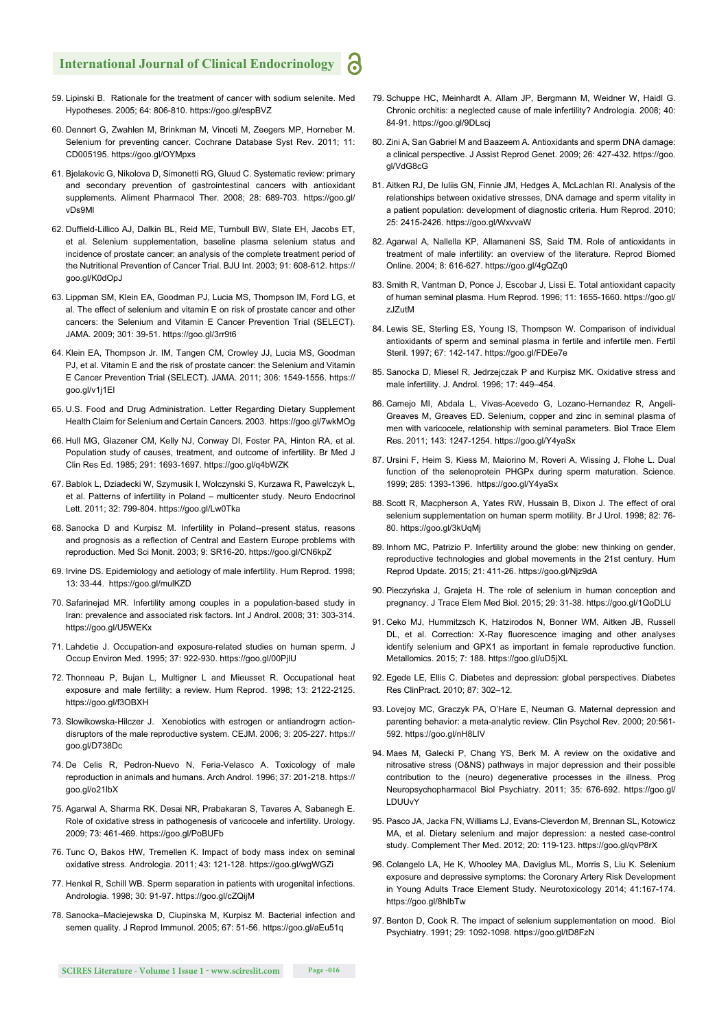59. Lipinski B. Rationale for the treatment of cancer with sodium selenite. Med Hypotheses. 2005; 64: 806-810. https://goo.gl/espBVZ

60. Dennert G, Zwahlen M, Brinkman M, Vinceti M, Zeegers MP, Horneber M. Selenium for preventing cancer. Cochrane Database Syst Rev. 2011; 11: CD005195. https://goo.gl/OYMpxs

61. Bjelakovic G, Nikolova D, Simonetti RG, Gluud C. Systematic review: primary and secondary prevention of gastrointestinal cancers with antioxidant supplements. Aliment Pharmacol Ther. 2008; 28: 689-703. https://goo.gl/vDs9Ml

62. Duffield-Lillico AJ, Dalkin BL, Reid ME, Turnbull BW, Slate EH, Jacobs ET, et al. Selenium supplementation, baseline plasma selenium status and incidence of prostate cancer: an analysis of the complete treatment period of the Nutritional Prevention of Cancer Trial. BJU Int. 2003; 91: 608-612. https://goo.gl/K0dOpJ

63. Lippman SM, Klein EA, Goodman PJ, Lucia MS, Thompson IM, Ford LG, et al. The effect of selenium and vitamin E on risk of prostate cancer and other cancers: the Selenium and Vitamin E Cancer Prevention Trial (SELECT). JAMA. 2009; 301: 39-51. https://goo.gl/3rr9t6

64. Klein EA, Thompson Jr. IM, Tangen CM, Crowley JJ, Lucia MS, Goodman PJ, et al. Vitamin E and the risk of prostate cancer: the Selenium and Vitamin E Cancer Prevention Trial (SELECT). JAMA. 2011; 306: 1549-1556. https://goo.gl/v1j1EI

65. U.S. Food and Drug Administration. Letter Regarding Dietary Supplement Health Claim for Selenium and Certain Cancers. 2003. https://goo.gl/7wkMOg

66. Hull MG, Glazener CM, Kelly NJ, Conway DI, Foster PA, Hinton RA, et al. Population study of causes, treatment, and outcome of infertility. Br Med J Clin Res Ed. 1985; 291: 1693-1697. https://goo.gl/q4bWZK

67. Bablok L, Dziadecki W, Szymusik I, Wolczynski S, Kurzawa R, Pawelczyk L, et al. Patterns of infertility in Poland – multicenter study. Neuro Endocrinol Lett. 2011; 32: 799-804. https://goo.gl/Lw0Tka

68. Sanocka D and Kurpisz M. Infertility in Poland--present status, reasons and prognosis as a reflection of Central and Eastern Europe problems with reproduction. Med Sci Monit. 2003; 9: SR16-20. https://goo.gl/CN6kpZ

69. Irvine DS. Epidemiology and aetiology of male infertility. Hum Reprod. 1998; 13: 33-44. https://goo.gl/mulKZD

70. Safarinejad MR. Infertility among couples in a population-based study in Iran: prevalence and associated risk factors. Int J Androl. 2008; 31: 303-314. https://goo.gl/U5WEKx

71. Lahdetie J. Occupation-and exposure-related studies on human sperm. J Occup Environ Med. 1995; 37: 922-930. https://goo.gl/00PjlU

72. Thonneau P, Bujan L, Multigner L and Mieusset R. Occupational heat exposure and male fertility: a review. Hum Reprod. 1998; 13: 2122-2125. https://goo.gl/f3OBXH

73. Slowikowska-Hilczer J. Xenobiotics with estrogen or antiandrogrn action-disruptors of the male reproductive system. CEJM. 2006; 3: 205-227. https://goo.gl/D738Dc

74. De Celis R, Pedron-Nuevo N, Feria-Velasco A. Toxicology of male reproduction in animals and humans. Arch Androl. 1996; 37: 201-218. https://goo.gl/o21lbX

75. Agarwal A, Sharma RK, Desai NR, Prabakaran S, Tavares A, Sabanegh E. Role of oxidative stress in pathogenesis of varicocele and infertility. Urology. 2009; 73: 461-469. https://goo.gl/PoBUFb

76. Tunc O, Bakos HW, Tremellen K. Impact of body mass index on seminal oxidative stress. Andrologia. 2011; 43: 121-128. https://goo.gl/wgWGZi

77. Henkel R, Schill WB. Sperm separation in patients with urogenital infections. Andrologia. 1998; 30: 91-97. https://goo.gl/cZQijM

78. Sanocka–Maciejewska D, Ciupinska M, Kurpisz M. Bacterial infection and semen quality. J Reprod Immunol. 2005; 67: 51-56. https://goo.gl/aEu51q

79. Schuppe HC, Meinhardt A, Allam JP, Bergmann M, Weidner W, Haidl G. Chronic orchitis: a neglected cause of male infertility? Andrologia. 2008; 40: 84-91. https://goo.gl/9DLscj

80. Zini A, San Gabriel M and Baazeem A. Antioxidants and sperm DNA damage: a clinical perspective. J Assist Reprod Genet. 2009; 26: 427-432. https://goo.gl/VdG8cG

81. Aitken RJ, De Iuliis GN, Finnie JM, Hedges A, McLachlan RI. Analysis of the relationships between oxidative stresses, DNA damage and sperm vitality in a patient population: development of diagnostic criteria. Hum Reprod. 2010; 25: 2415-2426. https://goo.gl/WxvvaW

82. Agarwal A, Nallella KP, Allamaneni SS, Said TM. Role of antioxidants in treatment of male infertility: an overview of the literature. Reprod Biomed Online. 2004; 8: 616-627. https://goo.gl/4gQZq0

83. Smith R, Vantman D, Ponce J, Escobar J, Lissi E. Total antioxidant capacity of human seminal plasma. Hum Reprod. 1996; 11: 1655-1660. https://goo.gl/zJZutM

84. Lewis SE, Sterling ES, Young IS, Thompson W. Comparison of individual antioxidants of sperm and seminal plasma in fertile and infertile men. Fertil Steril. 1997; 67: 142-147. https://goo.gl/FDEe7e

85. Sanocka D, Miesel R, Jedrzejczak P and Kurpisz MK. Oxidative stress and male infertility. J. Androl. 1996; 17: 449–454.

86. Camejo MI, Abdala L, Vivas-Acevedo G, Lozano-Hernandez R, Angeli-Greaves M, Greaves ED. Selenium, copper and zinc in seminal plasma of men with varicocele, relationship with seminal parameters. Biol Trace Elem Res. 2011; 143: 1247-1254. https://goo.gl/Y4yaSx

87. Ursini F, Heim S, Kiess M, Maiorino M, Roveri A, Wissing J, Flohe L. Dual function of the selenoprotein PHGPx during sperm maturation. Science. 1999; 285: 1393-1396. https://goo.gl/Y4yaSx

88. Scott R, Macpherson A, Yates RW, Hussain B, Dixon J. The effect of oral selenium supplementation on human sperm motility. Br J Urol. 1998; 82: 76-80. https://goo.gl/3kUqMj

89. Inhorn MC, Patrizio P. Infertility around the globe: new thinking on gender, reproductive technologies and global movements in the 21st century. Hum Reprod Update. 2015; 21: 411-26. https://goo.gl/Njz9dA

90. Pieczyńska J, Grajeta H. The role of selenium in human conception and pregnancy. J Trace Elem Med Biol. 2015; 29: 31-38. https://goo.gl/1QoDLU

91. Ceko MJ, Hummitzsch K, Hatzirodos N, Bonner WM, Aitken JB, Russell DL, et al. Correction: X-Ray fluorescence imaging and other analyses identify selenium and GPX1 as important in female reproductive function. Metallomics. 2015; 7: 188. https://goo.gl/uD5jXL

92. Egede LE, Ellis C. Diabetes and depression: global perspectives. Diabetes Res ClinPract. 2010; 87: 302–12.

93. Lovejoy MC, Graczyk PA, O'Hare E, Neuman G. Maternal depression and parenting behavior: a meta-analytic review. Clin Psychol Rev. 2000; 20:561-592. https://goo.gl/nH8LIV

94. Maes M, Galecki P, Chang YS, Berk M. A review on the oxidative and nitrosative stress (O&NS) pathways in major depression and their possible contribution to the (neuro) degenerative processes in the illness. Prog Neuropsychopharmacol Biol Psychiatry. 2011; 35: 676-692. https://goo.gl/LDUUvY

95. Pasco JA, Jacka FN, Williams LJ, Evans-Cleverdon M, Brennan SL, Kotowicz MA, et al. Dietary selenium and major depression: a nested case-control study. Complement Ther Med. 2012; 20: 119-123. https://goo.gl/qvP8rX

96. Colangelo LA, He K, Whooley MA, Daviglus ML, Morris S, Liu K. Selenium exposure and depressive symptoms: the Coronary Artery Risk Development in Young Adults Trace Element Study. Neurotoxicology 2014; 41:167-174. https://goo.gl/8hIbTw

97. Benton D, Cook R. The impact of selenium supplementation on mood. Biol Psychiatry. 1991; 29: 1092-1098. https://goo.gl/tD8FzN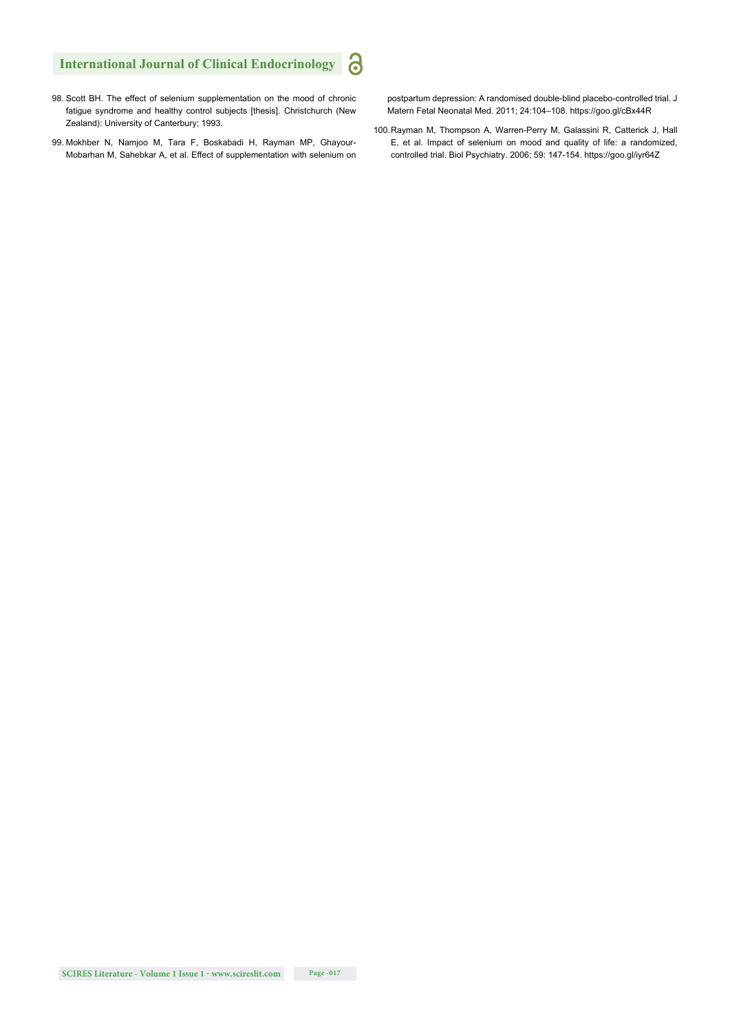98. Scott BH. The effect of selenium supplementation on the mood of chronic fatigue syndrome and healthy control subjects [thesis]. Christchurch (New Zealand): University of Canterbury; 1993.

99. Mokhber N, Namjoo M, Tara F, Boskabadi H, Rayman MP, Ghayour-Mobarhan M, Sahebkar A, et al. Effect of supplementation with selenium on postpartum depression: A randomised double-blind placebo-controlled trial. J Matern Fetal Neonatal Med. 2011; 24:104–108. https://goo.gl/cBx44R

100. Rayman M, Thompson A, Warren-Perry M, Galassini R, Catterick J, Hall E, et al. Impact of selenium on mood and quality of life: a randomized, controlled trial. Biol Psychiatry. 2006; 59: 147-154. https://goo.gl/iyr64Z